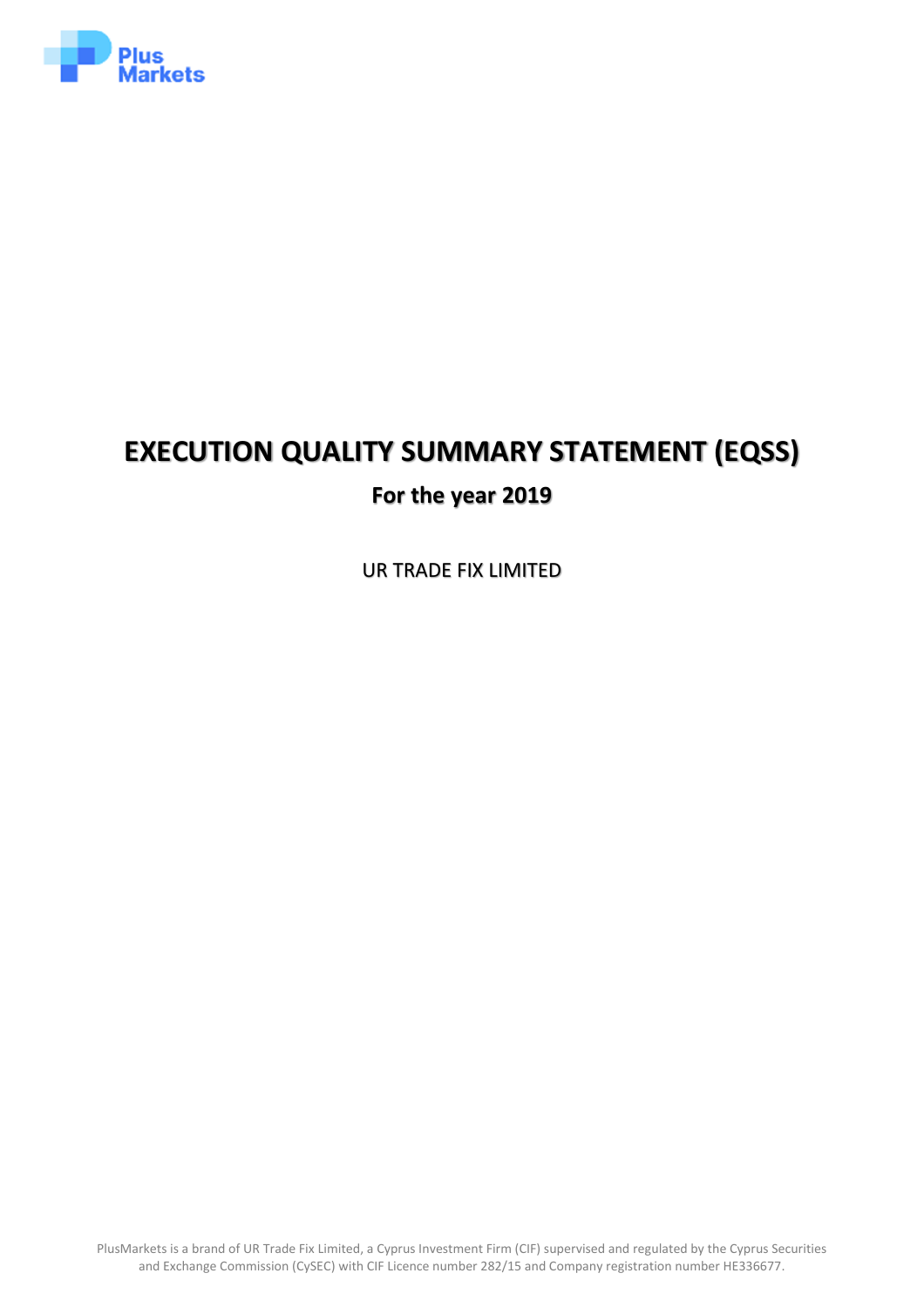Plus Markets

# EXECUTION QUALITY SUMMARY STATEMENT (EQSS)

## For the year 2019

UR TRADE FIX LIMITED

PlusMarkets is a brand of UR Trade Fix Limited, a Cyprus Investment Firm (CIF) supervised and regulated by the Cyprus Securities and Exchange Commission (CySEC) with CIF Licence number 282/15 and Company registration number HE336677.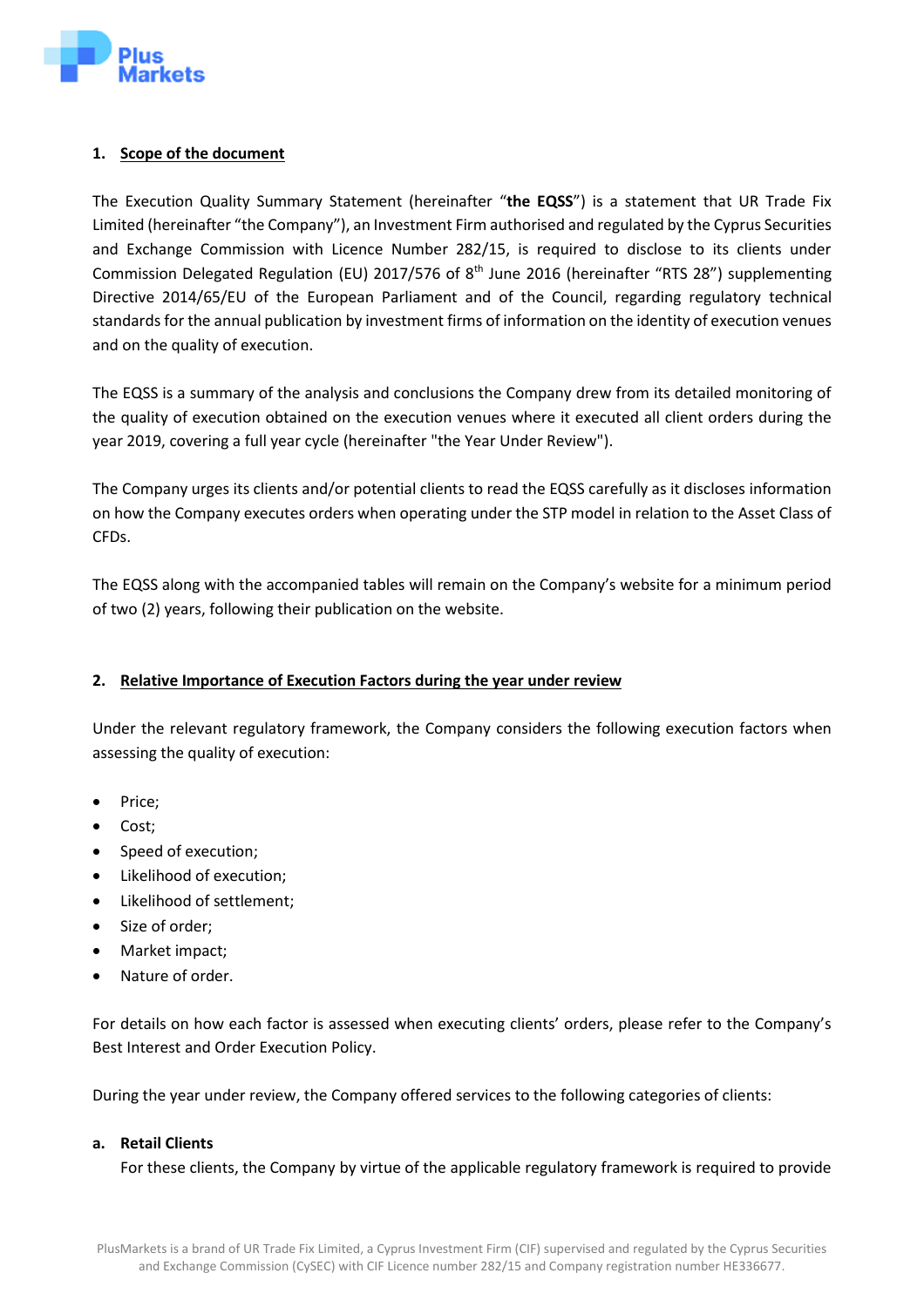## 1. Scope of the document

The Execution Quality Summary Statement (hereinafter "**the EQSS**") is a statement that UR Trade Fix Limited (hereinafter "the Company"), an Investment Firm authorised and regulated by the Cyprus Securities and Exchange Commission with Licence Number 282/15, is required to disclose to its clients under Commission Delegated Regulation (EU) 2017/576 of 8th June 2016 (hereinafter "RTS 28") supplementing Directive 2014/65/EU of the European Parliament and of the Council, regarding regulatory technical standards for the annual publication by investment firms of information on the identity of execution venues and on the quality of execution.

The EQSS is a summary of the analysis and conclusions the Company drew from its detailed monitoring of the quality of execution obtained on the execution venues where it executed all client orders during the year 2019, covering a full year cycle (hereinafter "the Year Under Review").

The Company urges its clients and/or potential clients to read the EQSS carefully as it discloses information on how the Company executes orders when operating under the STP model in relation to the Asset Class of CFDs.

The EQSS along with the accompanied tables will remain on the Company's website for a minimum period of two (2) years, following their publication on the website.

## 2. Relative Importance of Execution Factors during the year under review

Under the relevant regulatory framework, the Company considers the following execution factors when assessing the quality of execution:

- Price;
- Cost;
- Speed of execution;
- Likelihood of execution;
- Likelihood of settlement;
- Size of order;
- Market impact;
- Nature of order.

For details on how each factor is assessed when executing clients' orders, please refer to the Company's Best Interest and Order Execution Policy.

During the year under review, the Company offered services to the following categories of clients:

**a. Retail Clients**

For these clients, the Company by virtue of the applicable regulatory framework is required to provide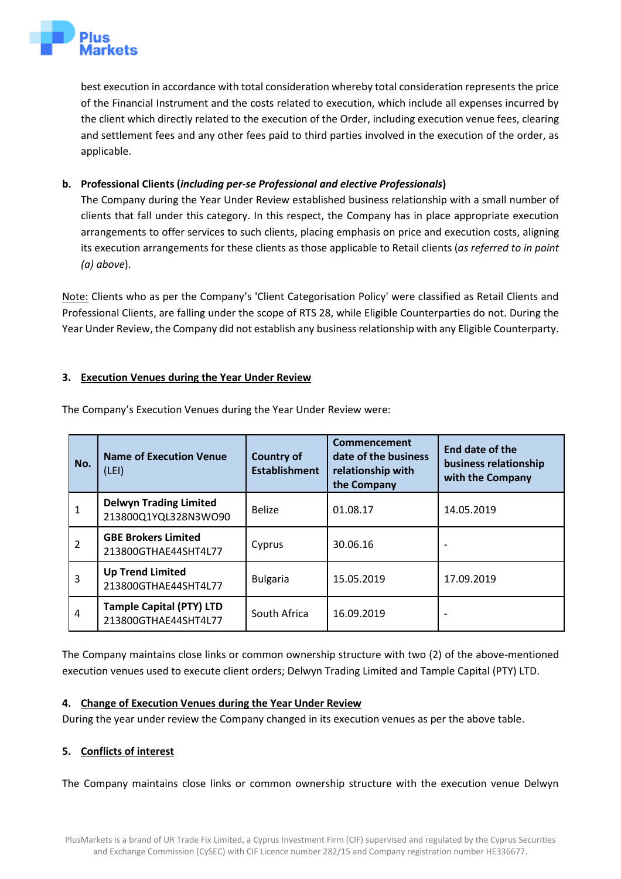best execution in accordance with total consideration whereby total consideration represents the price of the Financial Instrument and the costs related to execution, which include all expenses incurred by the client which directly related to the execution of the Order, including execution venue fees, clearing and settlement fees and any other fees paid to third parties involved in the execution of the order, as applicable.

**b. Professional Clients (*including per-se Professional and elective Professionals*)**

The Company during the Year Under Review established business relationship with a small number of clients that fall under this category. In this respect, the Company has in place appropriate execution arrangements to offer services to such clients, placing emphasis on price and execution costs, aligning its execution arrangements for these clients as those applicable to Retail clients (*as referred to in point (a) above*).

Note: Clients who as per the Company's 'Client Categorisation Policy' were classified as Retail Clients and Professional Clients, are falling under the scope of RTS 28, while Eligible Counterparties do not. During the Year Under Review, the Company did not establish any business relationship with any Eligible Counterparty.

## 3. Execution Venues during the Year Under Review

The Company's Execution Venues during the Year Under Review were:

| No. | Name of Execution Venue (LEI) | Country of Establishment | Commencement date of the business relationship with the Company | End date of the business relationship with the Company |
|---|---|---|---|---|
| 1 | **Delwyn Trading Limited** 213800Q1YQL328N3WO90 | Belize | 01.08.17 | 14.05.2019 |
| 2 | **GBE Brokers Limited** 213800GTHAE44SHT4L77 | Cyprus | 30.06.16 | - |
| 3 | **Up Trend Limited** 213800GTHAE44SHT4L77 | Bulgaria | 15.05.2019 | 17.09.2019 |
| 4 | **Tample Capital (PTY) LTD** 213800GTHAE44SHT4L77 | South Africa | 16.09.2019 | - |

The Company maintains close links or common ownership structure with two (2) of the above-mentioned execution venues used to execute client orders; Delwyn Trading Limited and Tample Capital (PTY) LTD.

## 4. Change of Execution Venues during the Year Under Review

During the year under review the Company changed in its execution venues as per the above table.

## 5. Conflicts of interest

The Company maintains close links or common ownership structure with the execution venue Delwyn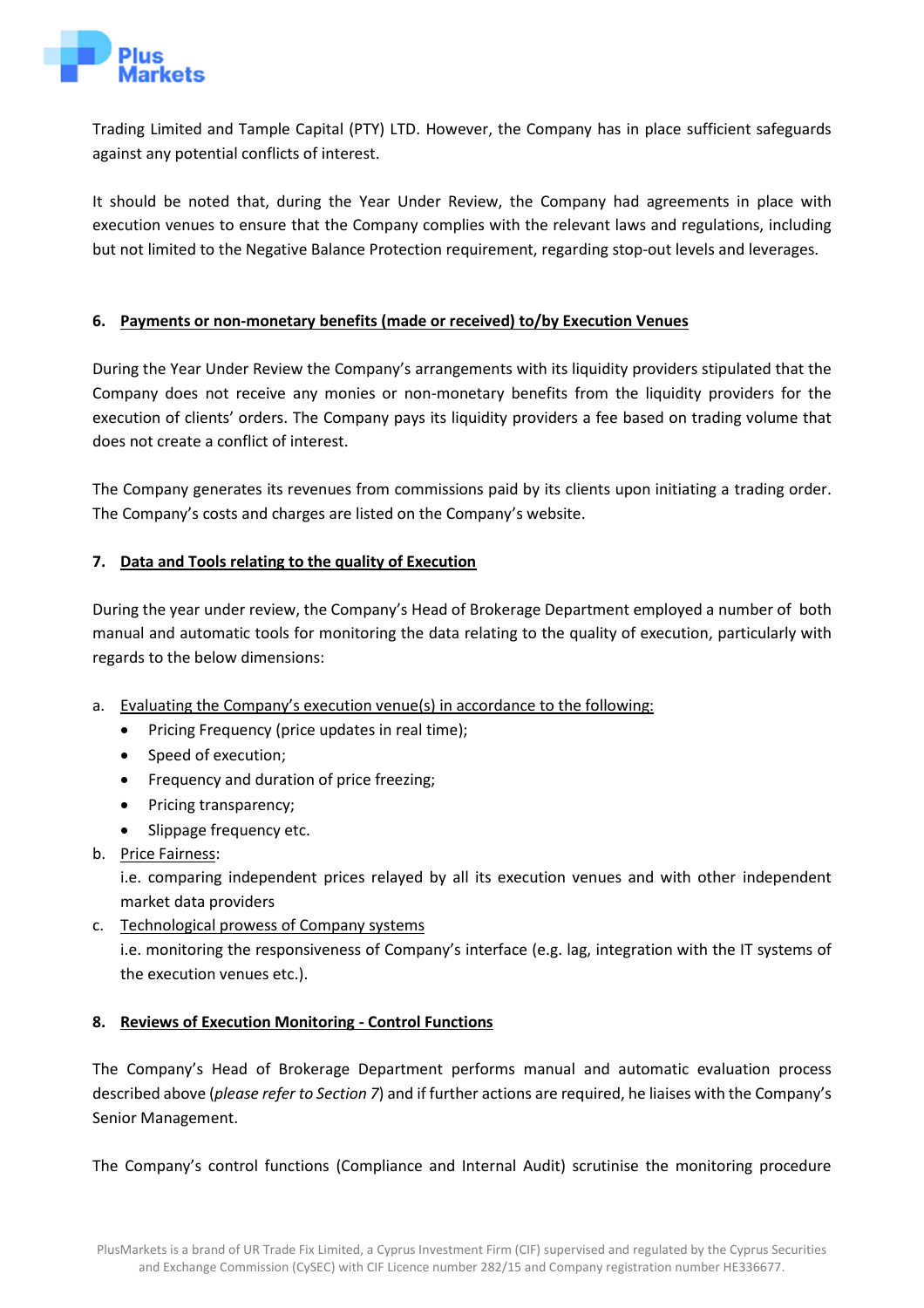Trading Limited and Tample Capital (PTY) LTD. However, the Company has in place sufficient safeguards against any potential conflicts of interest.

It should be noted that, during the Year Under Review, the Company had agreements in place with execution venues to ensure that the Company complies with the relevant laws and regulations, including but not limited to the Negative Balance Protection requirement, regarding stop-out levels and leverages.

## 6. Payments or non-monetary benefits (made or received) to/by Execution Venues

During the Year Under Review the Company's arrangements with its liquidity providers stipulated that the Company does not receive any monies or non-monetary benefits from the liquidity providers for the execution of clients' orders. The Company pays its liquidity providers a fee based on trading volume that does not create a conflict of interest.

The Company generates its revenues from commissions paid by its clients upon initiating a trading order. The Company's costs and charges are listed on the Company's website.

## 7. Data and Tools relating to the quality of Execution

During the year under review, the Company's Head of Brokerage Department employed a number of both manual and automatic tools for monitoring the data relating to the quality of execution, particularly with regards to the below dimensions:

a. Evaluating the Company's execution venue(s) in accordance to the following:
   - Pricing Frequency (price updates in real time);
   - Speed of execution;
   - Frequency and duration of price freezing;
   - Pricing transparency;
   - Slippage frequency etc.

b. Price Fairness:
   i.e. comparing independent prices relayed by all its execution venues and with other independent market data providers

c. Technological prowess of Company systems
   i.e. monitoring the responsiveness of Company's interface (e.g. lag, integration with the IT systems of the execution venues etc.).

## 8. Reviews of Execution Monitoring - Control Functions

The Company's Head of Brokerage Department performs manual and automatic evaluation process described above (*please refer to Section 7*) and if further actions are required, he liaises with the Company's Senior Management.

The Company's control functions (Compliance and Internal Audit) scrutinise the monitoring procedure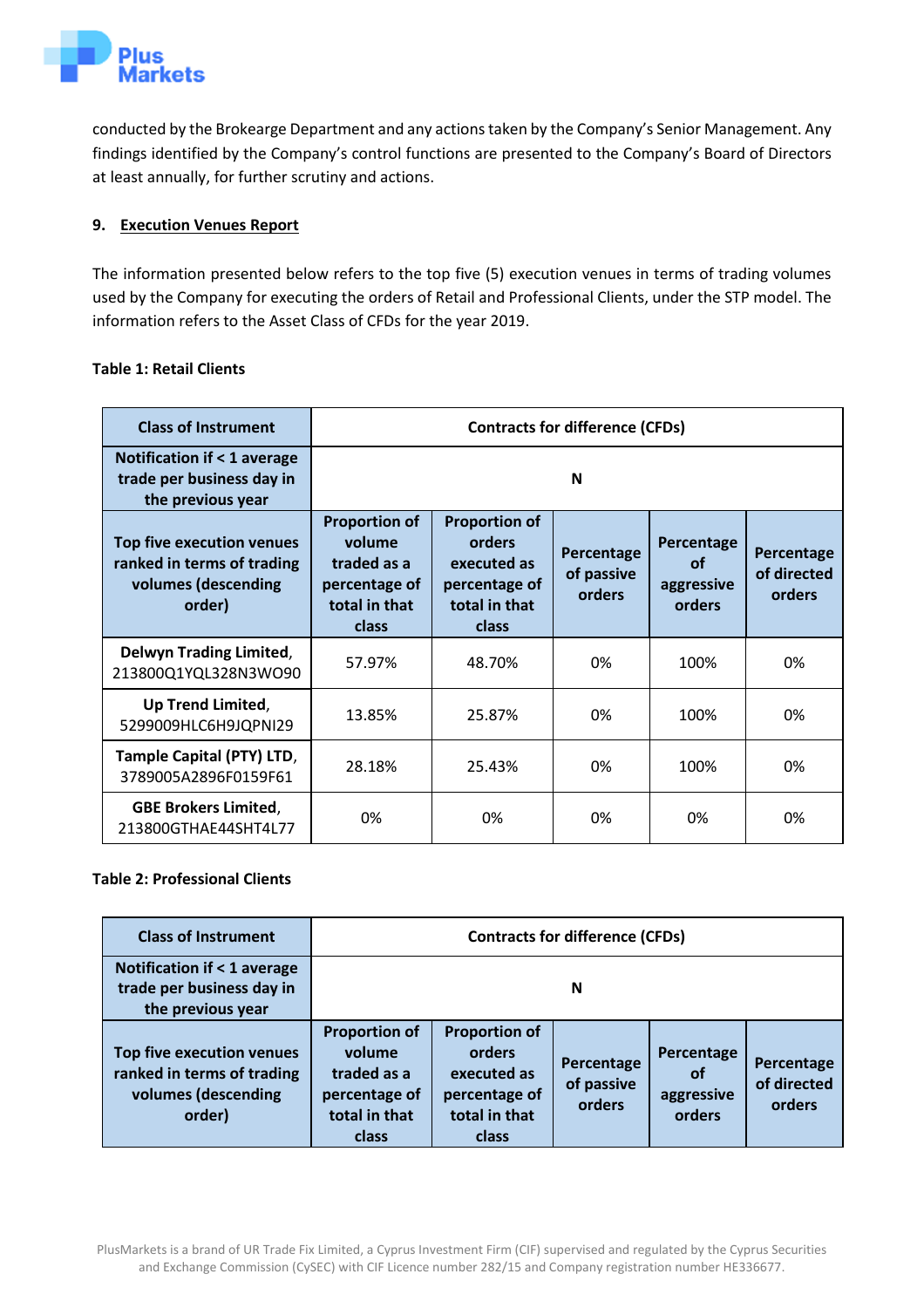conducted by the Brokearge Department and any actions taken by the Company's Senior Management. Any findings identified by the Company's control functions are presented to the Company's Board of Directors at least annually, for further scrutiny and actions.

## 9. Execution Venues Report

The information presented below refers to the top five (5) execution venues in terms of trading volumes used by the Company for executing the orders of Retail and Professional Clients, under the STP model. The information refers to the Asset Class of CFDs for the year 2019.

**Table 1: Retail Clients**

| Class of Instrument | Contracts for difference (CFDs) | | | | |
|---|---|---|---|---|---|
| Notification if < 1 average trade per business day in the previous year | N | | | | |
| Top five execution venues ranked in terms of trading volumes (descending order) | Proportion of volume traded as a percentage of total in that class | Proportion of orders executed as percentage of total in that class | Percentage of passive orders | Percentage of aggressive orders | Percentage of directed orders |
| **Delwyn Trading Limited**, 213800Q1YQL328N3WO90 | 57.97% | 48.70% | 0% | 100% | 0% |
| **Up Trend Limited**, 5299009HLC6H9JQPNI29 | 13.85% | 25.87% | 0% | 100% | 0% |
| **Tample Capital (PTY) LTD**, 3789005A2896F0159F61 | 28.18% | 25.43% | 0% | 100% | 0% |
| **GBE Brokers Limited**, 213800GTHAE44SHT4L77 | 0% | 0% | 0% | 0% | 0% |

**Table 2: Professional Clients**

| Class of Instrument | Contracts for difference (CFDs) | | | | |
|---|---|---|---|---|---|
| Notification if < 1 average trade per business day in the previous year | N | | | | |
| Top five execution venues ranked in terms of trading volumes (descending order) | Proportion of volume traded as a percentage of total in that class | Proportion of orders executed as percentage of total in that class | Percentage of passive orders | Percentage of aggressive orders | Percentage of directed orders |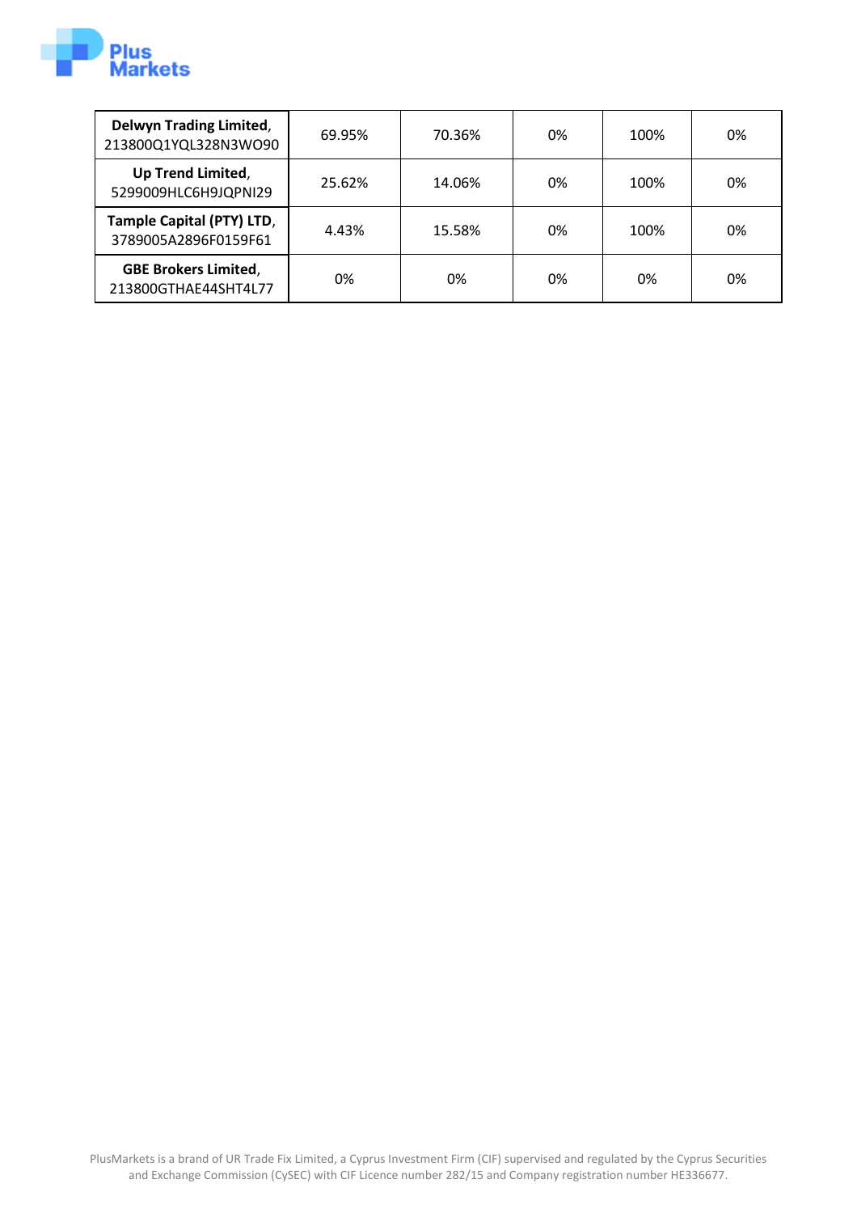| | | | | | |
|---|---|---|---|---|---|
| **Delwyn Trading Limited**, 213800Q1YQL328N3WO90 | 69.95% | 70.36% | 0% | 100% | 0% |
| **Up Trend Limited**, 5299009HLC6H9JQPNI29 | 25.62% | 14.06% | 0% | 100% | 0% |
| **Tample Capital (PTY) LTD**, 3789005A2896F0159F61 | 4.43% | 15.58% | 0% | 100% | 0% |
| **GBE Brokers Limited**, 213800GTHAE44SHT4L77 | 0% | 0% | 0% | 0% | 0% |

PlusMarkets is a brand of UR Trade Fix Limited, a Cyprus Investment Firm (CIF) supervised and regulated by the Cyprus Securities and Exchange Commission (CySEC) with CIF Licence number 282/15 and Company registration number HE336677.